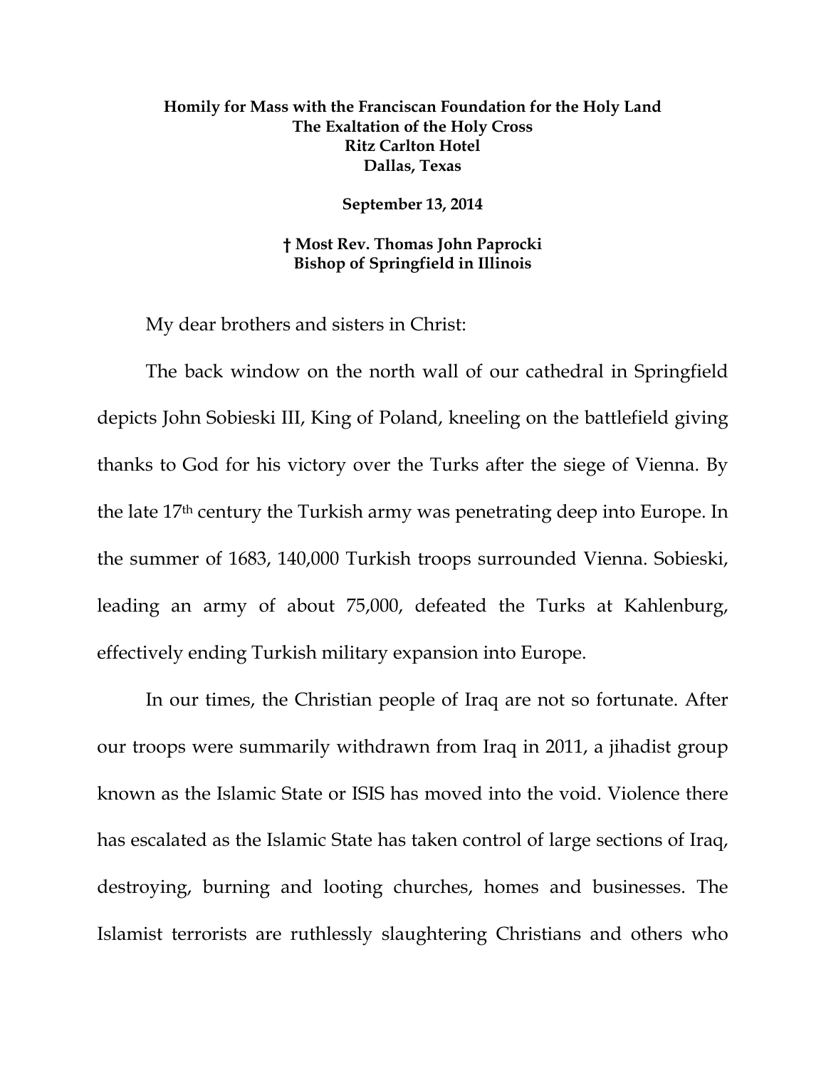**Homily for Mass with the Franciscan Foundation for the Holy Land**
**The Exaltation of the Holy Cross**
**Ritz Carlton Hotel**
**Dallas, Texas**

**September 13, 2014**

**† Most Rev. Thomas John Paprocki**
**Bishop of Springfield in Illinois**

My dear brothers and sisters in Christ:

The back window on the north wall of our cathedral in Springfield depicts John Sobieski III, King of Poland, kneeling on the battlefield giving thanks to God for his victory over the Turks after the siege of Vienna. By the late 17th century the Turkish army was penetrating deep into Europe. In the summer of 1683, 140,000 Turkish troops surrounded Vienna. Sobieski, leading an army of about 75,000, defeated the Turks at Kahlenburg, effectively ending Turkish military expansion into Europe.

In our times, the Christian people of Iraq are not so fortunate. After our troops were summarily withdrawn from Iraq in 2011, a jihadist group known as the Islamic State or ISIS has moved into the void. Violence there has escalated as the Islamic State has taken control of large sections of Iraq, destroying, burning and looting churches, homes and businesses. The Islamist terrorists are ruthlessly slaughtering Christians and others who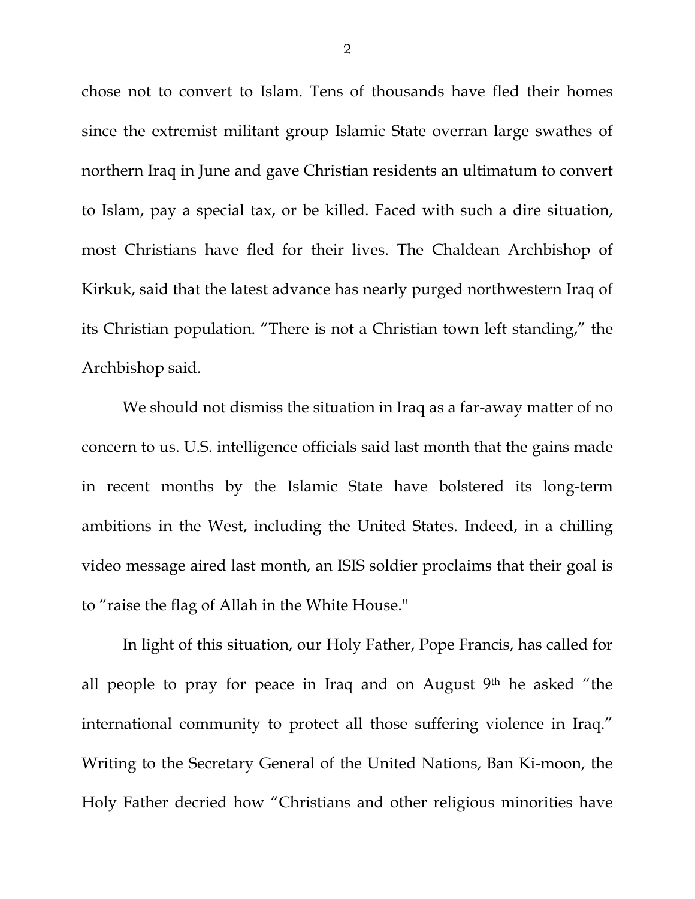chose not to convert to Islam. Tens of thousands have fled their homes since the extremist militant group Islamic State overran large swathes of northern Iraq in June and gave Christian residents an ultimatum to convert to Islam, pay a special tax, or be killed. Faced with such a dire situation, most Christians have fled for their lives. The Chaldean Archbishop of Kirkuk, said that the latest advance has nearly purged northwestern Iraq of its Christian population. "There is not a Christian town left standing," the Archbishop said.

We should not dismiss the situation in Iraq as a far-away matter of no concern to us. U.S. intelligence officials said last month that the gains made in recent months by the Islamic State have bolstered its long-term ambitions in the West, including the United States. Indeed, in a chilling video message aired last month, an ISIS soldier proclaims that their goal is to "raise the flag of Allah in the White House."

In light of this situation, our Holy Father, Pope Francis, has called for all people to pray for peace in Iraq and on August 9th he asked "the international community to protect all those suffering violence in Iraq." Writing to the Secretary General of the United Nations, Ban Ki-moon, the Holy Father decried how "Christians and other religious minorities have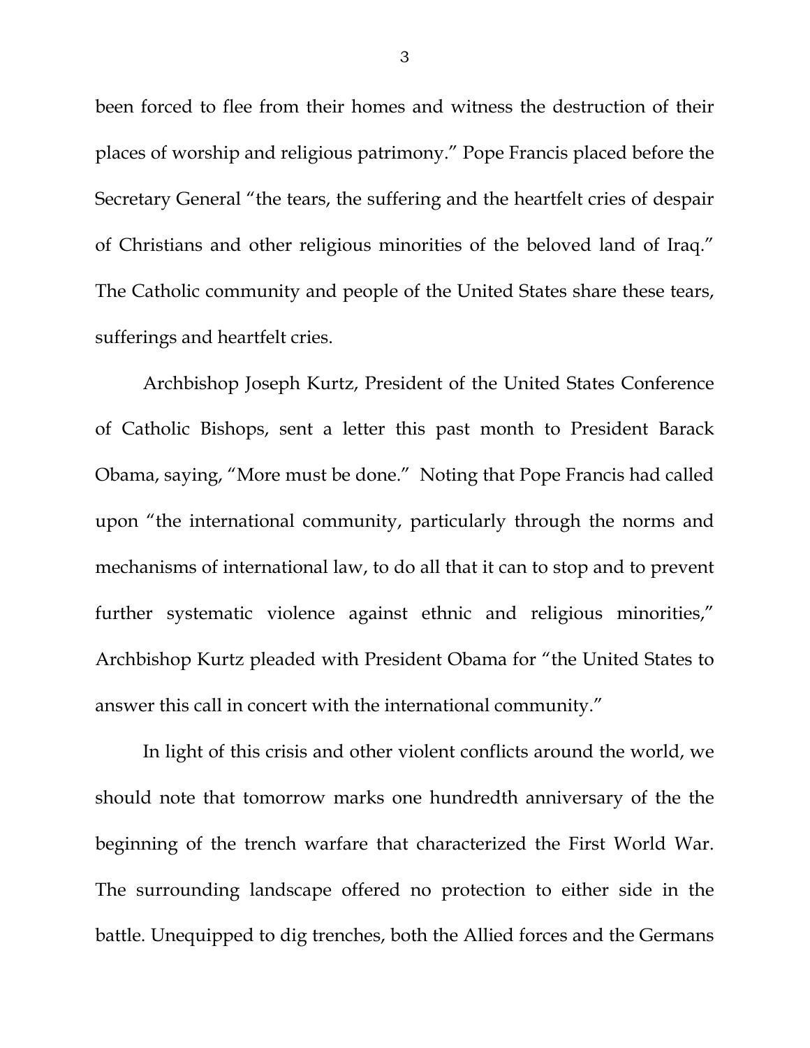been forced to flee from their homes and witness the destruction of their places of worship and religious patrimony." Pope Francis placed before the Secretary General "the tears, the suffering and the heartfelt cries of despair of Christians and other religious minorities of the beloved land of Iraq." The Catholic community and people of the United States share these tears, sufferings and heartfelt cries.

Archbishop Joseph Kurtz, President of the United States Conference of Catholic Bishops, sent a letter this past month to President Barack Obama, saying, "More must be done." Noting that Pope Francis had called upon "the international community, particularly through the norms and mechanisms of international law, to do all that it can to stop and to prevent further systematic violence against ethnic and religious minorities," Archbishop Kurtz pleaded with President Obama for "the United States to answer this call in concert with the international community."

In light of this crisis and other violent conflicts around the world, we should note that tomorrow marks one hundredth anniversary of the the beginning of the trench warfare that characterized the First World War. The surrounding landscape offered no protection to either side in the battle. Unequipped to dig trenches, both the Allied forces and the Germans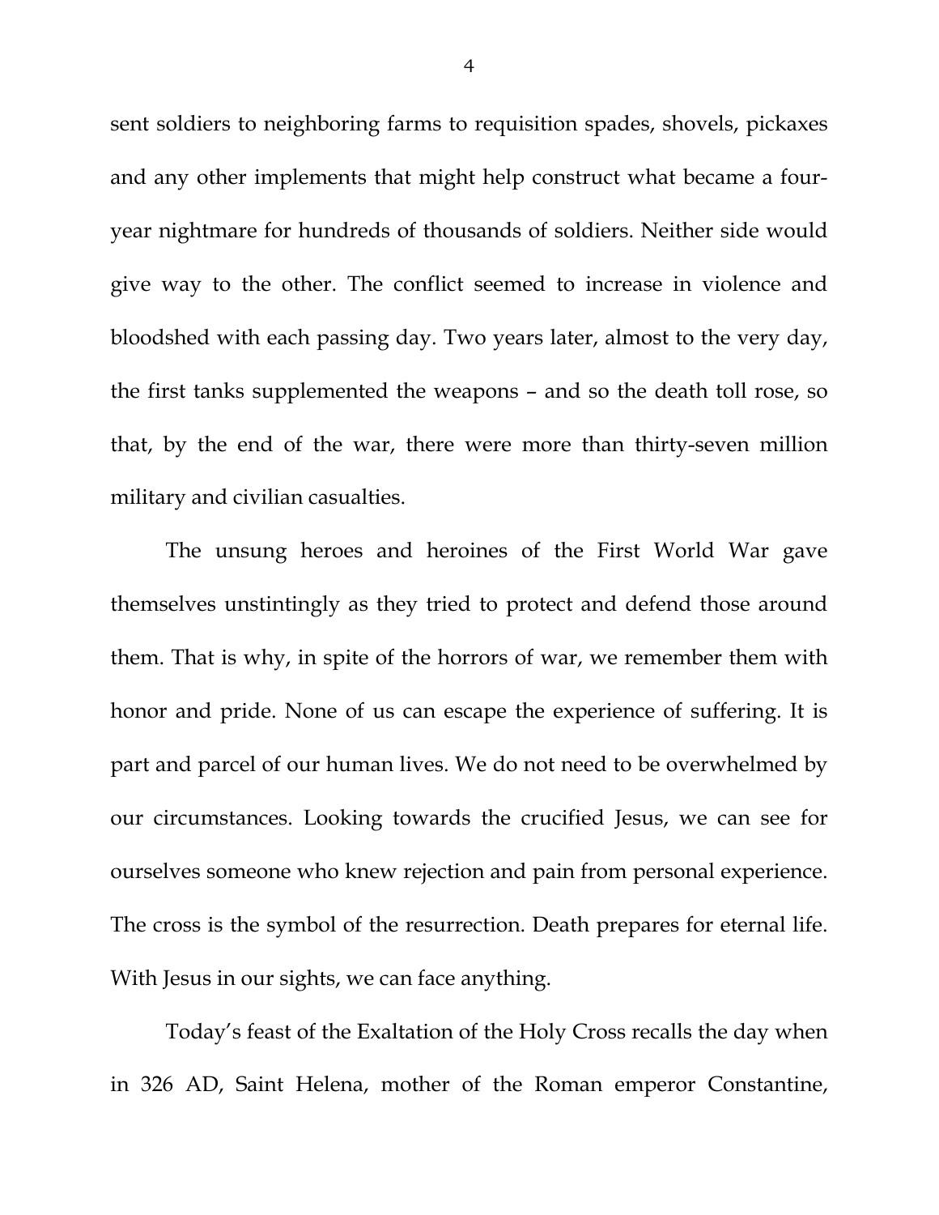sent soldiers to neighboring farms to requisition spades, shovels, pickaxes and any other implements that might help construct what became a four-year nightmare for hundreds of thousands of soldiers. Neither side would give way to the other. The conflict seemed to increase in violence and bloodshed with each passing day. Two years later, almost to the very day, the first tanks supplemented the weapons – and so the death toll rose, so that, by the end of the war, there were more than thirty-seven million military and civilian casualties.

The unsung heroes and heroines of the First World War gave themselves unstintingly as they tried to protect and defend those around them. That is why, in spite of the horrors of war, we remember them with honor and pride. None of us can escape the experience of suffering. It is part and parcel of our human lives. We do not need to be overwhelmed by our circumstances. Looking towards the crucified Jesus, we can see for ourselves someone who knew rejection and pain from personal experience. The cross is the symbol of the resurrection. Death prepares for eternal life. With Jesus in our sights, we can face anything.

Today's feast of the Exaltation of the Holy Cross recalls the day when in 326 AD, Saint Helena, mother of the Roman emperor Constantine,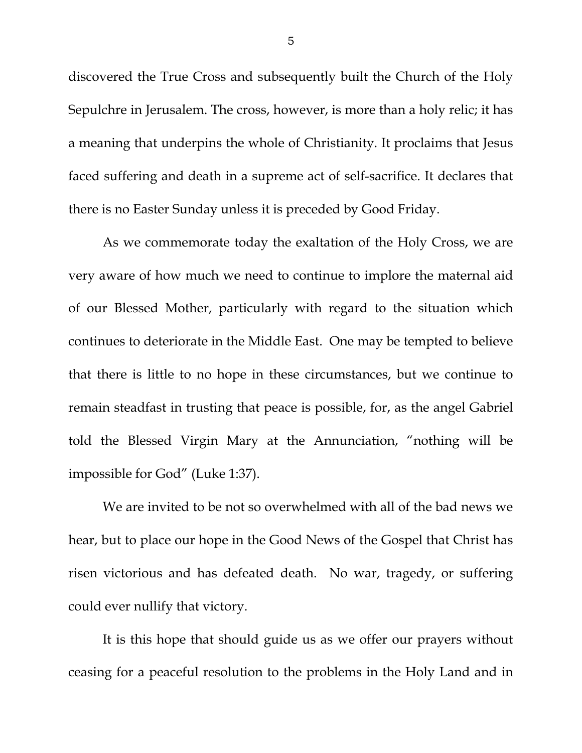discovered the True Cross and subsequently built the Church of the Holy Sepulchre in Jerusalem. The cross, however, is more than a holy relic; it has a meaning that underpins the whole of Christianity. It proclaims that Jesus faced suffering and death in a supreme act of self-sacrifice. It declares that there is no Easter Sunday unless it is preceded by Good Friday.

As we commemorate today the exaltation of the Holy Cross, we are very aware of how much we need to continue to implore the maternal aid of our Blessed Mother, particularly with regard to the situation which continues to deteriorate in the Middle East. One may be tempted to believe that there is little to no hope in these circumstances, but we continue to remain steadfast in trusting that peace is possible, for, as the angel Gabriel told the Blessed Virgin Mary at the Annunciation, "nothing will be impossible for God" (Luke 1:37).

We are invited to be not so overwhelmed with all of the bad news we hear, but to place our hope in the Good News of the Gospel that Christ has risen victorious and has defeated death. No war, tragedy, or suffering could ever nullify that victory.

It is this hope that should guide us as we offer our prayers without ceasing for a peaceful resolution to the problems in the Holy Land and in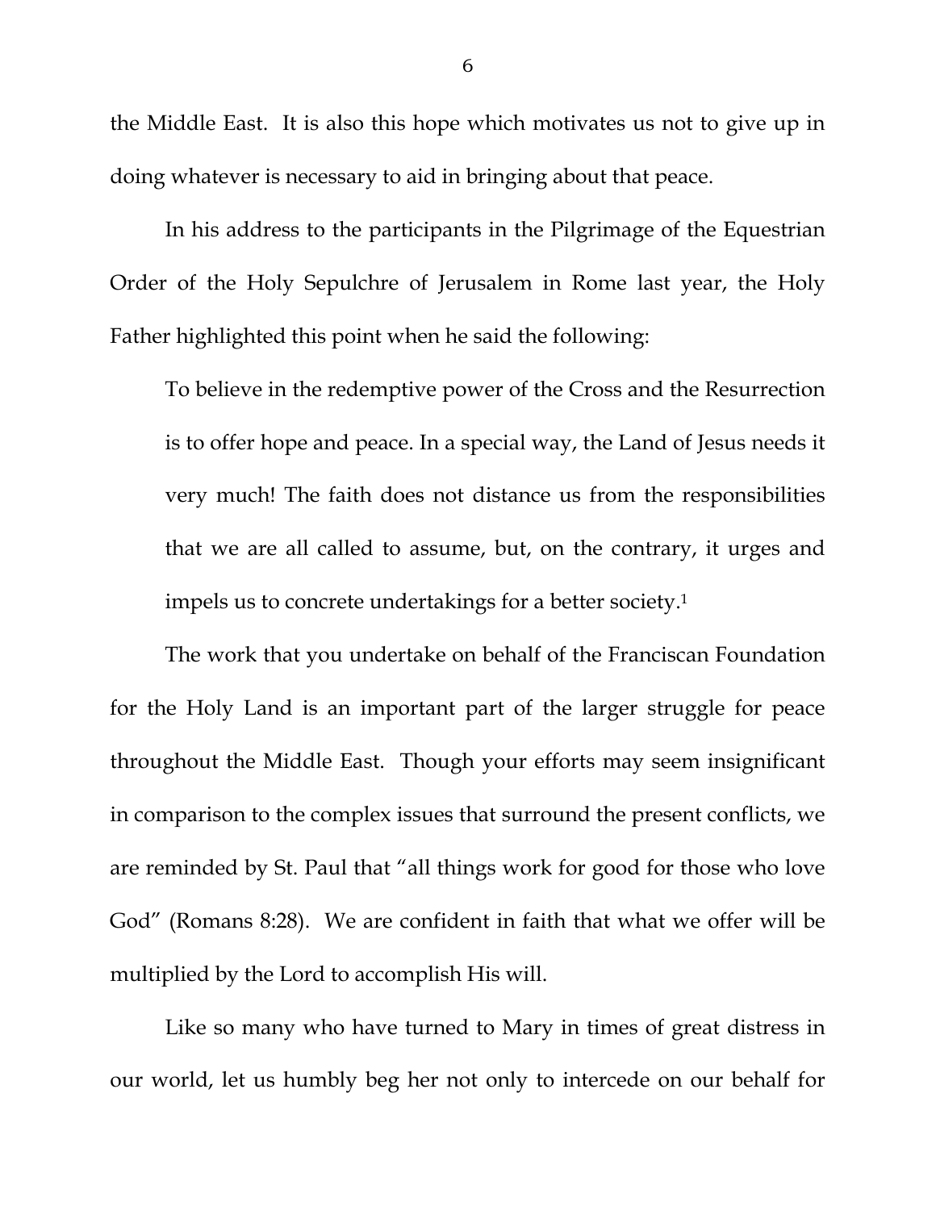the Middle East. It is also this hope which motivates us not to give up in doing whatever is necessary to aid in bringing about that peace.

In his address to the participants in the Pilgrimage of the Equestrian Order of the Holy Sepulchre of Jerusalem in Rome last year, the Holy Father highlighted this point when he said the following:

> To believe in the redemptive power of the Cross and the Resurrection is to offer hope and peace. In a special way, the Land of Jesus needs it very much! The faith does not distance us from the responsibilities that we are all called to assume, but, on the contrary, it urges and impels us to concrete undertakings for a better society.[1]

The work that you undertake on behalf of the Franciscan Foundation for the Holy Land is an important part of the larger struggle for peace throughout the Middle East. Though your efforts may seem insignificant in comparison to the complex issues that surround the present conflicts, we are reminded by St. Paul that "all things work for good for those who love God" (Romans 8:28). We are confident in faith that what we offer will be multiplied by the Lord to accomplish His will.

Like so many who have turned to Mary in times of great distress in our world, let us humbly beg her not only to intercede on our behalf for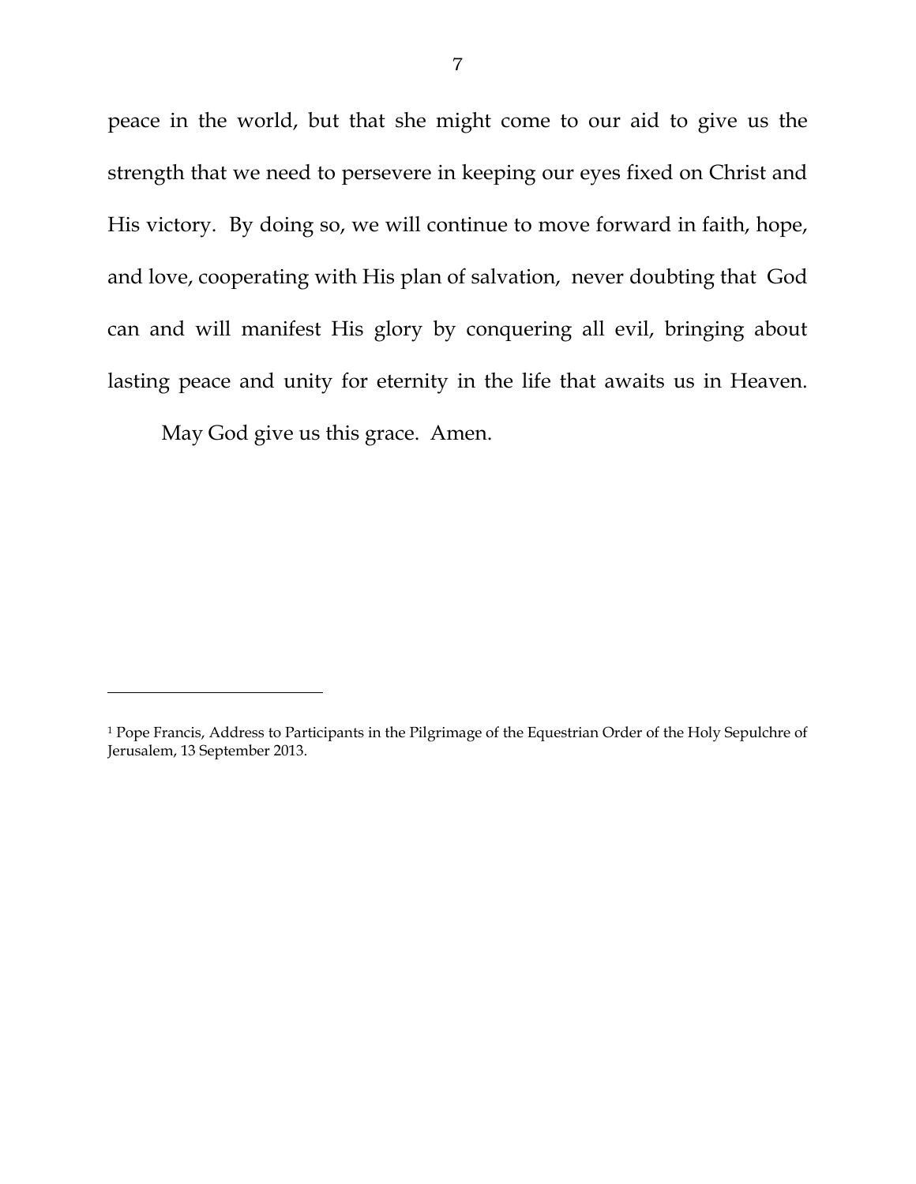peace in the world, but that she might come to our aid to give us the strength that we need to persevere in keeping our eyes fixed on Christ and His victory. By doing so, we will continue to move forward in faith, hope, and love, cooperating with His plan of salvation, never doubting that God can and will manifest His glory by conquering all evil, bringing about lasting peace and unity for eternity in the life that awaits us in Heaven.

May God give us this grace. Amen.

---

[1] Pope Francis, Address to Participants in the Pilgrimage of the Equestrian Order of the Holy Sepulchre of Jerusalem, 13 September 2013.